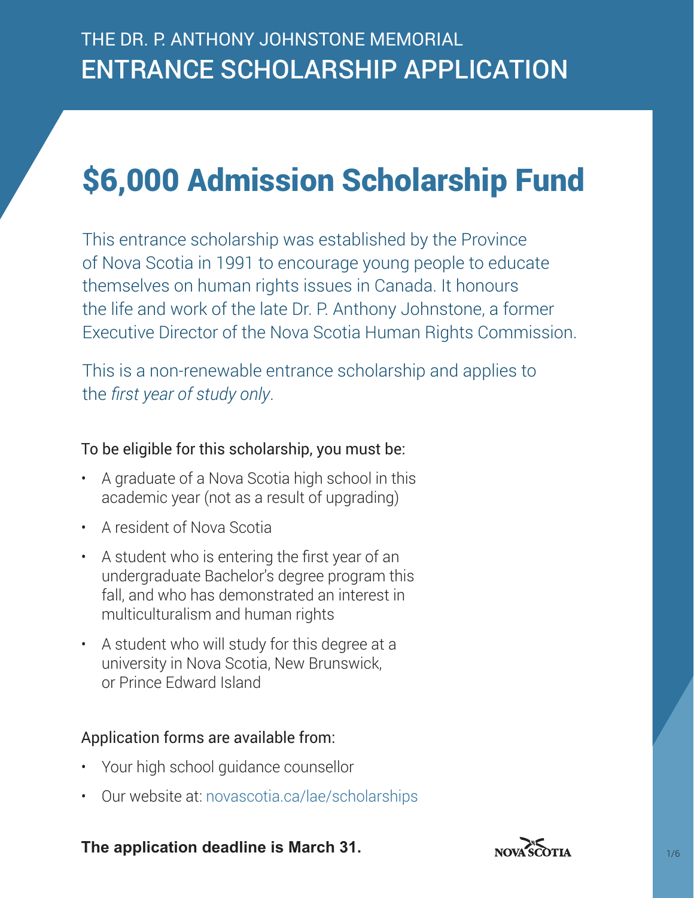# THE DR. P. ANTHONY JOHNSTONE MEMORIAL ENTRANCE SCHOLARSHIP APPLICATION

## $6,000 Admission Scholarship Fund

This entrance scholarship was established by the Province of Nova Scotia in 1991 to encourage young people to educate themselves on human rights issues in Canada. It honours the life and work of the late Dr. P. Anthony Johnstone, a former Executive Director of the Nova Scotia Human Rights Commission.

This is a non-renewable entrance scholarship and applies to the *first year of study only*.

To be eligible for this scholarship, you must be:

- A graduate of a Nova Scotia high school in this academic year (not as a result of upgrading)
- A resident of Nova Scotia
- A student who is entering the first year of an undergraduate Bachelor's degree program this fall, and who has demonstrated an interest in multiculturalism and human rights
- A student who will study for this degree at a university in Nova Scotia, New Brunswick, or Prince Edward Island

Application forms are available from:

- Your high school guidance counsellor
- Our website at: novascotia.ca/lae/scholarships

**The application deadline is March 31.**

NOVA SCOTIA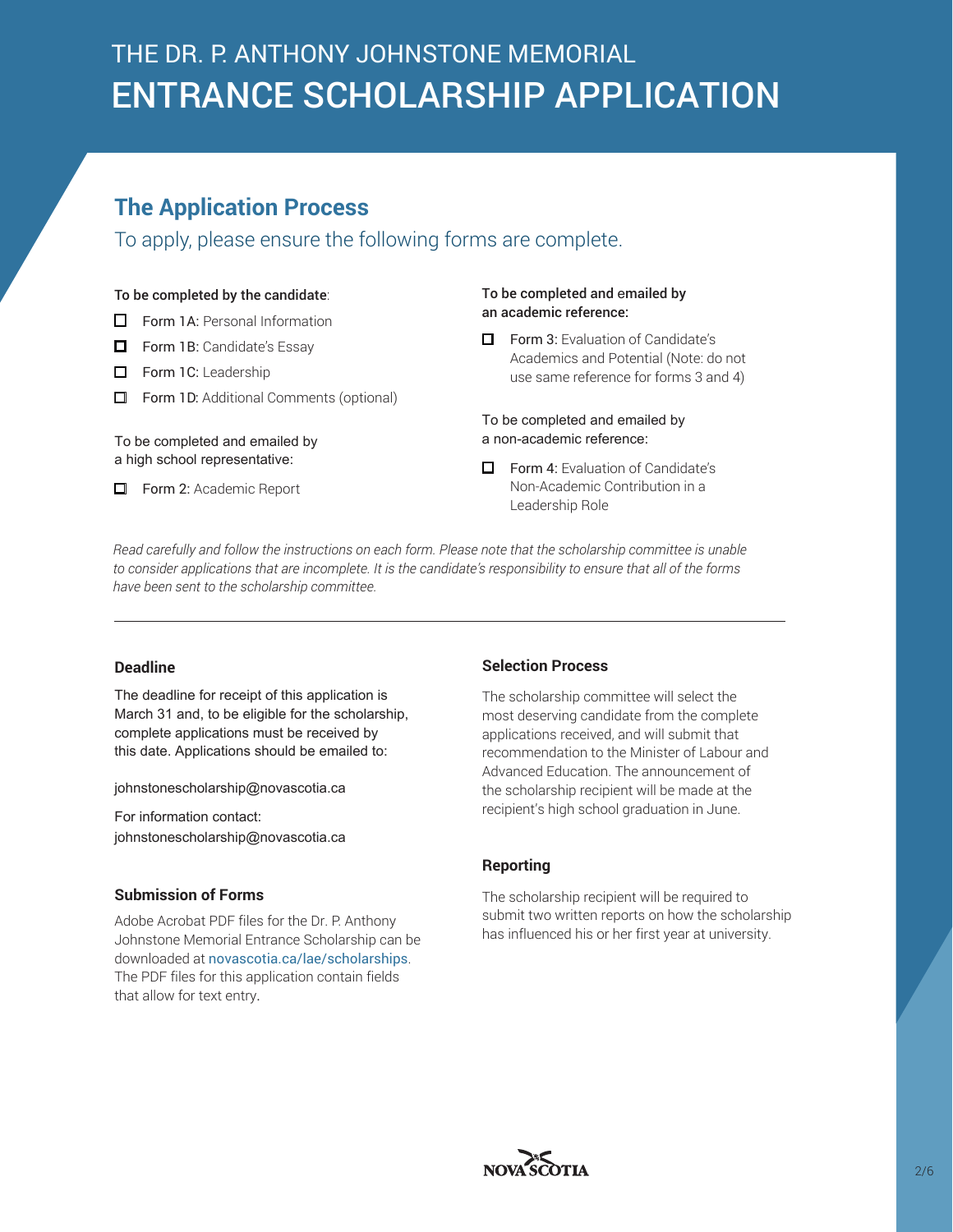# THE DR. P. ANTHONY JOHNSTONE MEMORIAL ENTRANCE SCHOLARSHIP APPLICATION

## The Application Process

To apply, please ensure the following forms are complete.

**To be completed by the candidate**:

- ☐ Form 1A: Personal Information
- ☐ Form 1B: Candidate's Essay
- ☐ Form 1C: Leadership
- ☐ Form 1D: Additional Comments (optional)

To be completed and emailed by a high school representative:

- ☐ Form 2: Academic Report

**To be completed and emailed by an academic reference:**

- ☐ Form 3: Evaluation of Candidate's Academics and Potential (Note: do not use same reference for forms 3 and 4)

To be completed and emailed by a non-academic reference:

- ☐ Form 4: Evaluation of Candidate's Non-Academic Contribution in a Leadership Role

*Read carefully and follow the instructions on each form. Please note that the scholarship committee is unable to consider applications that are incomplete. It is the candidate's responsibility to ensure that all of the forms have been sent to the scholarship committee.*

---

### Deadline

The deadline for receipt of this application is March 31 and, to be eligible for the scholarship, complete applications must be received by this date. Applications should be emailed to:

johnstonescholarship@novascotia.ca

For information contact:
johnstonescholarship@novascotia.ca

### Submission of Forms

Adobe Acrobat PDF files for the Dr. P. Anthony Johnstone Memorial Entrance Scholarship can be downloaded at novascotia.ca/lae/scholarships. The PDF files for this application contain fields that allow for text entry.

### Selection Process

The scholarship committee will select the most deserving candidate from the complete applications received, and will submit that recommendation to the Minister of Labour and Advanced Education. The announcement of the scholarship recipient will be made at the recipient's high school graduation in June.

### Reporting

The scholarship recipient will be required to submit two written reports on how the scholarship has influenced his or her first year at university.

NOVA SCOTIA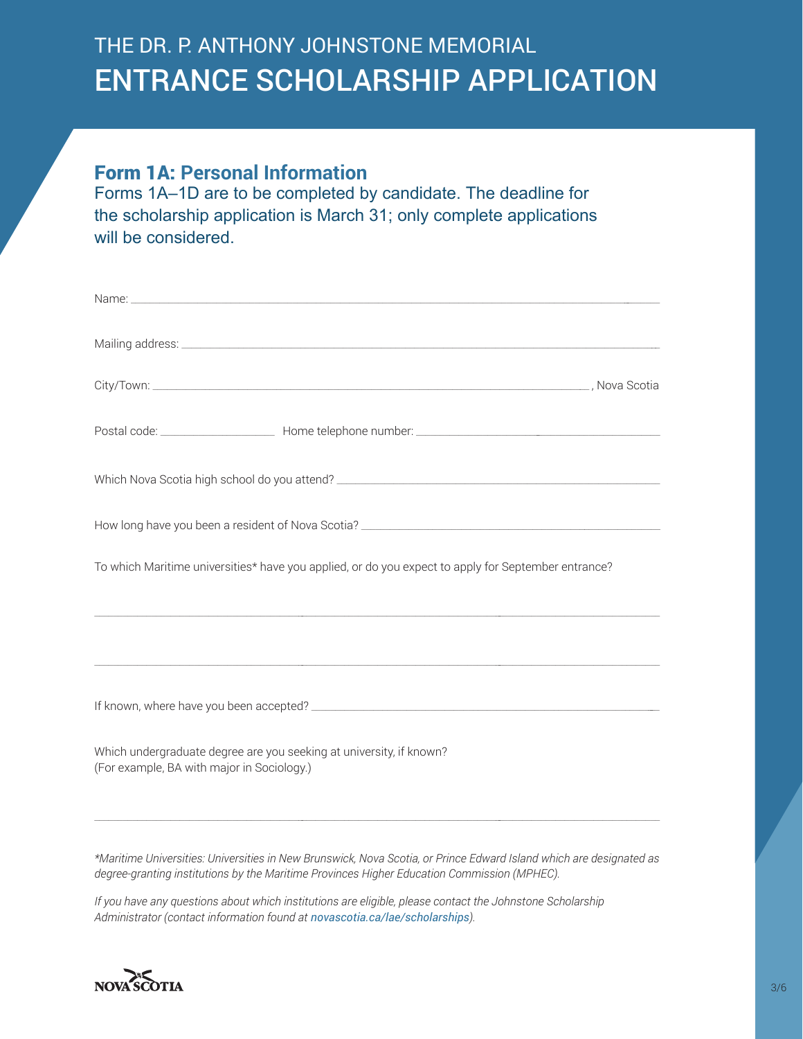# THE DR. P. ANTHONY JOHNSTONE MEMORIAL ENTRANCE SCHOLARSHIP APPLICATION

## Form 1A: Personal Information

Forms 1A–1D are to be completed by candidate. The deadline for the scholarship application is March 31; only complete applications will be considered.

Name: ______________________________________________________________________________

Mailing address: ______________________________________________________________________

City/Town: ______________________________________________________________, Nova Scotia

Postal code: _______________ Home telephone number: ______________________________

Which Nova Scotia high school do you attend? ____________________________________________

How long have you been a resident of Nova Scotia? _________________________________________

To which Maritime universities* have you applied, or do you expect to apply for September entrance?

______________________________________________________________________________

______________________________________________________________________________

If known, where have you been accepted? _______________________________________________

Which undergraduate degree are you seeking at university, if known?
(For example, BA with major in Sociology.)

______________________________________________________________________________

*\*Maritime Universities: Universities in New Brunswick, Nova Scotia, or Prince Edward Island which are designated as degree-granting institutions by the Maritime Provinces Higher Education Commission (MPHEC).*

*If you have any questions about which institutions are eligible, please contact the Johnstone Scholarship Administrator (contact information found at novascotia.ca/lae/scholarships).*

NOVA SCOTIA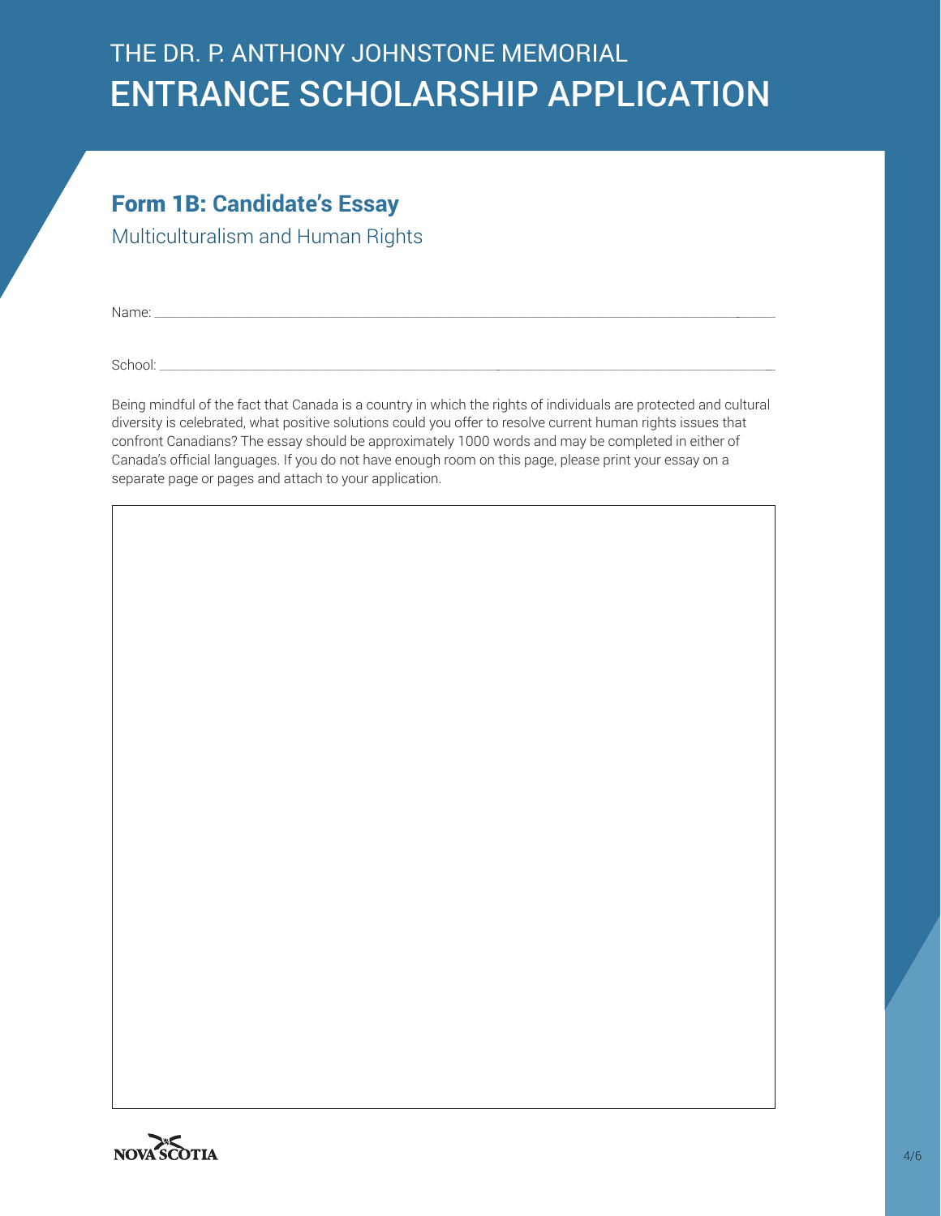THE DR. P. ANTHONY JOHNSTONE MEMORIAL

# ENTRANCE SCHOLARSHIP APPLICATION

## Form 1B: Candidate's Essay

Multiculturalism and Human Rights

Name: ______________________________________________

School: ______________________________________________

Being mindful of the fact that Canada is a country in which the rights of individuals are protected and cultural diversity is celebrated, what positive solutions could you offer to resolve current human rights issues that confront Canadians? The essay should be approximately 1000 words and may be completed in either of Canada's official languages. If you do not have enough room on this page, please print your essay on a separate page or pages and attach to your application.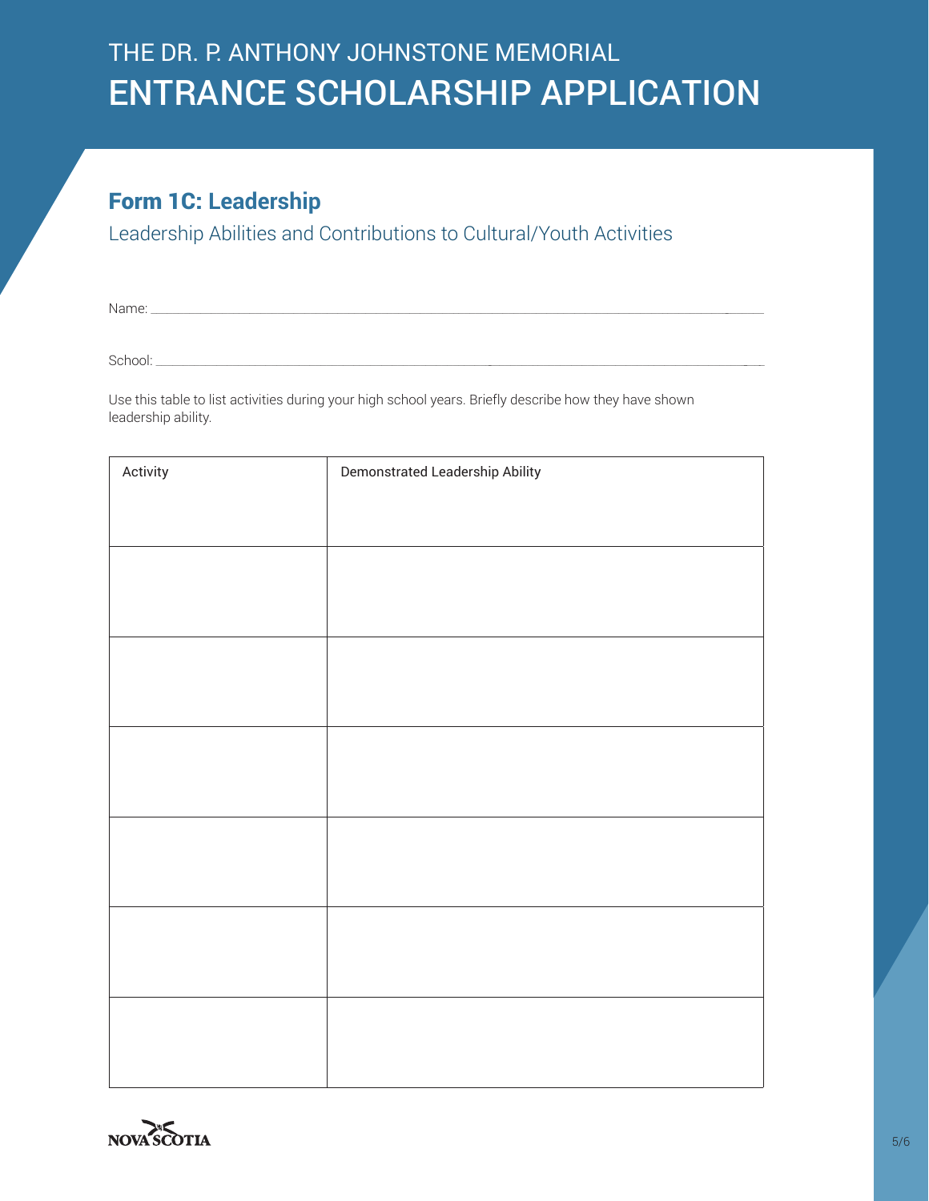THE DR. P. ANTHONY JOHNSTONE MEMORIAL

# ENTRANCE SCHOLARSHIP APPLICATION

## Form 1C: Leadership

Leadership Abilities and Contributions to Cultural/Youth Activities

Name: ___________________________________________________________________________

School: __________________________________________________________________________

Use this table to list activities during your high school years. Briefly describe how they have shown leadership ability.

| Activity | Demonstrated Leadership Ability |
|---|---|
| | |
| | |
| | |
| | |
| | |
| | |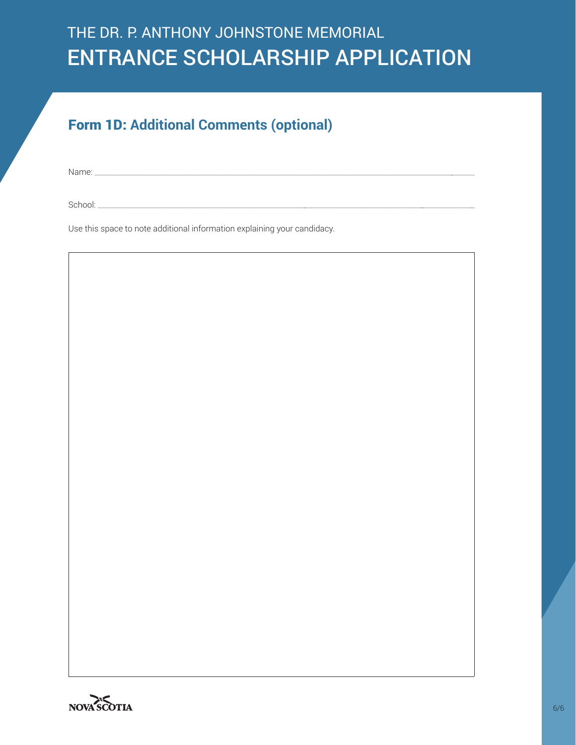THE DR. P. ANTHONY JOHNSTONE MEMORIAL

# ENTRANCE SCHOLARSHIP APPLICATION

## Form 1D: Additional Comments (optional)

Name: ______________________________________________________________________________

School: _____________________________________________________________________________

Use this space to note additional information explaining your candidacy.

NOVA SCOTIA